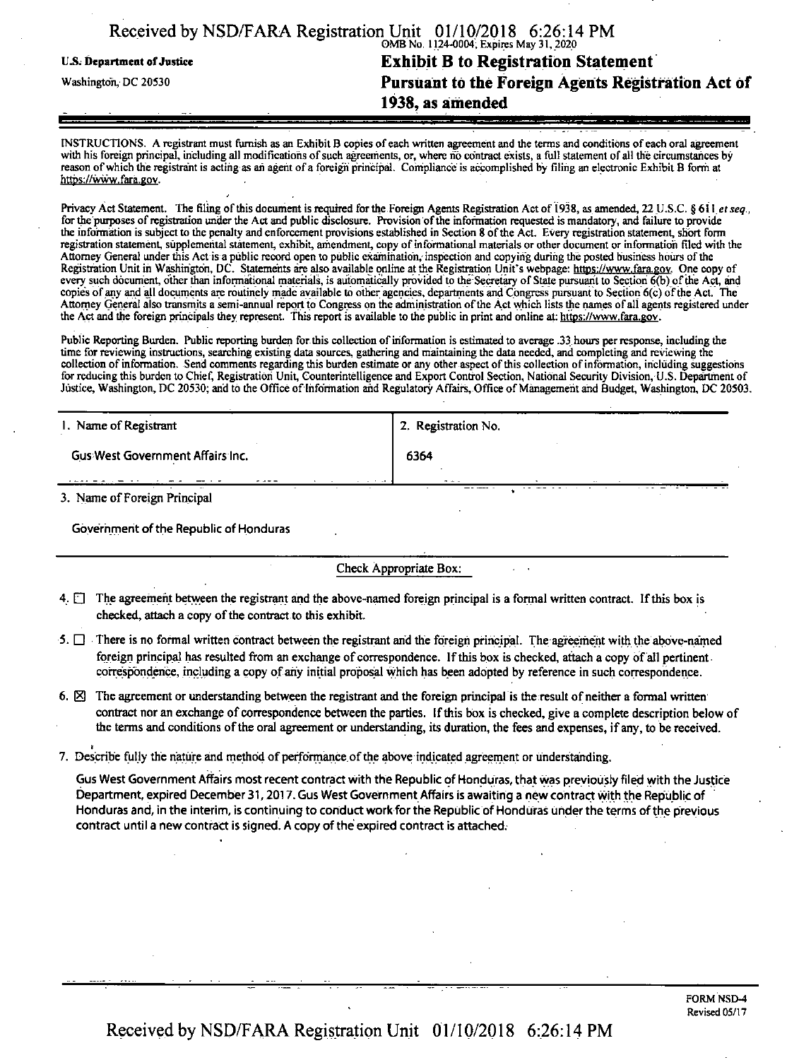U.S. Department of Justice

Washington, DC 20530

OMB No. 1124-0004; Expires May 31, 2020

# Exhibit B to Registration Statement Pursuant to the Foreign Agents Registration Act of 1938, as amended

INSTRUCTIONS. A registrant must furnish as an Exhibit B copies of each written agreement and the terms and conditions of each oral agreement with his foreign principal, including all modifications of such agreements, or, where no contract exists, a full statement of all the circumstances by reason of which the registrant is acting as an agent of a foreign principal. Compliance is accomplished by filing an electronic Exhibit B form at https://www.fara.gov.

Privacy Act Statement. The filing of this document is required for the Foreign Agents Registration Act of 1938, as amended, 22 U.S.C. § 611 *et seq.*, for the purposes of registration under the Act and public disclosure. Provision of the information requested is mandatory, and failure to provide the information is subject to the penalty and enforcement provisions established in Section 8 of the Act. Every registration statement, short form registration statement, supplemental statement, exhibit, amendment, copy of informational materials or other document or information filed with the Attorney General under this Act is a public record open to public examination, inspection and copying during the posted business hours of the Registration Unit in Washington, DC. Statements are also available online at the Registration Unit's webpage: https://www.fara.gov. One copy of every such document, other than informational materials, is automatically provided to the Secretary of State pursuant to Section 6(b) of the Act, and copies of any and all documents are routinely made available to other agencies, departments and Congress pursuant to Section 6(c) of the Act. The Attorney General also transmits a semi-annual report to Congress on the administration of the Act which lists the names of all agents registered under the Act and the foreign principals they represent. This report is available to the public in print and online at: https://www.fara.gov.

Public Reporting Burden. Public reporting burden for this collection of information is estimated to average .33 hours per response, including the time for reviewing instructions, searching existing data sources, gathering and maintaining the data needed, and completing and reviewing the collection of information. Send comments regarding this burden estimate or any other aspect of this collection of information, including suggestions for reducing this burden to Chief, Registration Unit, Counterintelligence and Export Control Section, National Security Division, U.S. Department of Justice, Washington, DC 20530; and to the Office of Information and Regulatory Affairs, Office of Management and Budget, Washington, DC 20503.

| 1. Name of Registrant | 2. Registration No. |
|---|---|
| Gus West Government Affairs Inc. | 6364 |

3. Name of Foreign Principal

Government of the Republic of Honduras

Check Appropriate Box:

4. ☐ The agreement between the registrant and the above-named foreign principal is a formal written contract. If this box is checked, attach a copy of the contract to this exhibit.

5. ☐ There is no formal written contract between the registrant and the foreign principal. The agreement with the above-named foreign principal has resulted from an exchange of correspondence. If this box is checked, attach a copy of all pertinent correspondence, including a copy of any initial proposal which has been adopted by reference in such correspondence.

6. ☒ The agreement or understanding between the registrant and the foreign principal is the result of neither a formal written contract nor an exchange of correspondence between the parties. If this box is checked, give a complete description below of the terms and conditions of the oral agreement or understanding, its duration, the fees and expenses, if any, to be received.

7. Describe fully the nature and method of performance of the above indicated agreement or understanding.

Gus West Government Affairs most recent contract with the Republic of Honduras, that was previously filed with the Justice Department, expired December 31, 2017. Gus West Government Affairs is awaiting a new contract with the Republic of Honduras and, in the interim, is continuing to conduct work for the Republic of Honduras under the terms of the previous contract until a new contract is signed. A copy of the expired contract is attached.

FORM NSD-4
Revised 05/17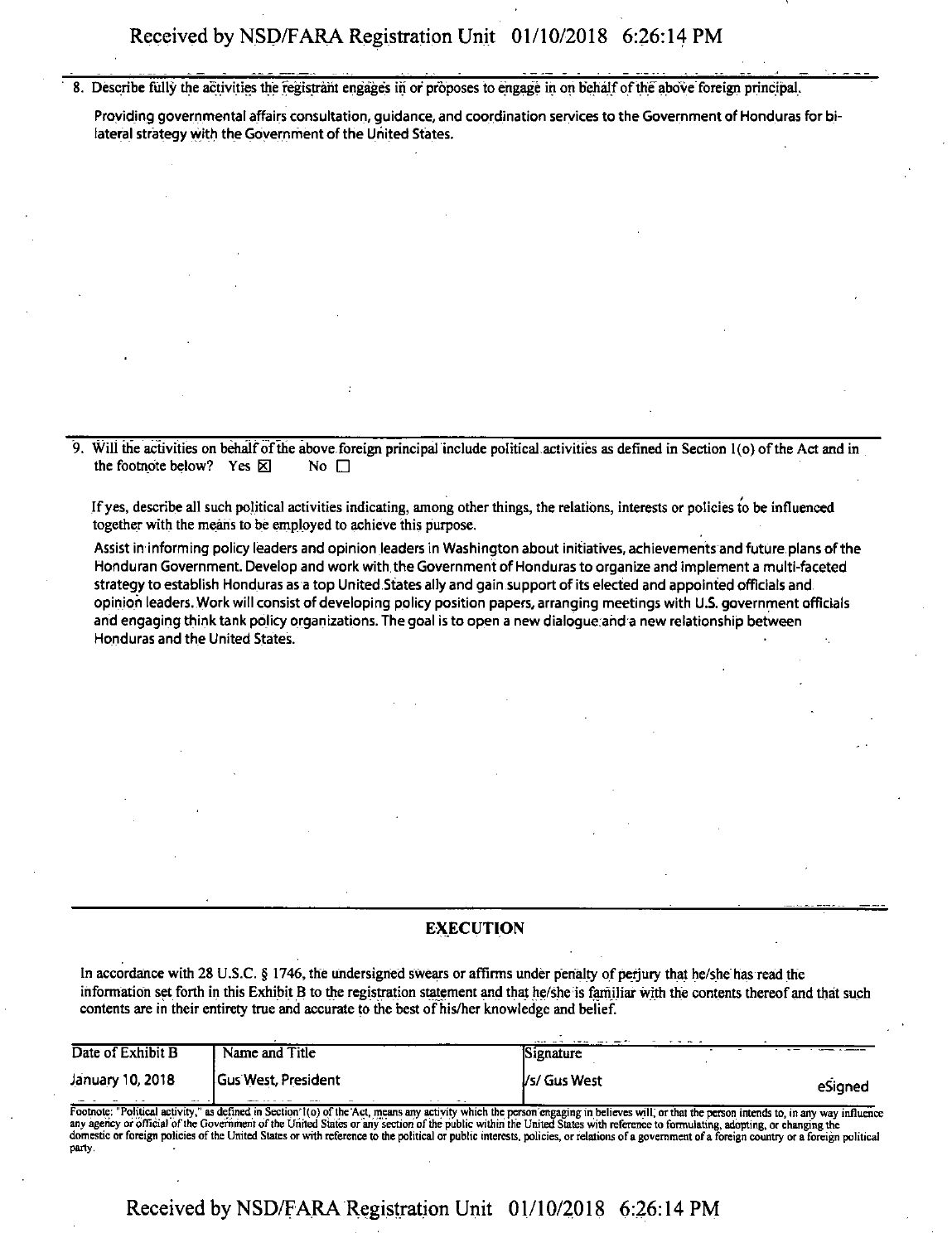8. Describe fully the activities the registrant engages in or proposes to engage in on behalf of the above foreign principal.

Providing governmental affairs consultation, guidance, and coordination services to the Government of Honduras for bi-lateral strategy with the Government of the United States.

9. Will the activities on behalf of the above foreign principal include political activities as defined in Section 1(o) of the Act and in the footnote below? Yes ☒ No ☐

If yes, describe all such political activities indicating, among other things, the relations, interests or policies to be influenced together with the means to be employed to achieve this purpose.

Assist in informing policy leaders and opinion leaders in Washington about initiatives, achievements and future plans of the Honduran Government. Develop and work with the Government of Honduras to organize and implement a multi-faceted strategy to establish Honduras as a top United States ally and gain support of its elected and appointed officials and opinion leaders. Work will consist of developing policy position papers, arranging meetings with U.S. government officials and engaging think tank policy organizations. The goal is to open a new dialogue and a new relationship between Honduras and the United States.

## EXECUTION

In accordance with 28 U.S.C. § 1746, the undersigned swears or affirms under penalty of perjury that he/she has read the information set forth in this Exhibit B to the registration statement and that he/she is familiar with the contents thereof and that such contents are in their entirety true and accurate to the best of his/her knowledge and belief.

| Date of Exhibit B | Name and Title | Signature |
|---|---|---|
| January 10, 2018 | Gus West, President | /s/ Gus West eSigned |

Footnote: "Political activity," as defined in Section 1(o) of the Act, means any activity which the person engaging in believes will, or that the person intends to, in any way influence any agency or official of the Government of the United States or any section of the public within the United States with reference to formulating, adopting, or changing the domestic or foreign policies of the United States or with reference to the political or public interests, policies, or relations of a government of a foreign country or a foreign political party.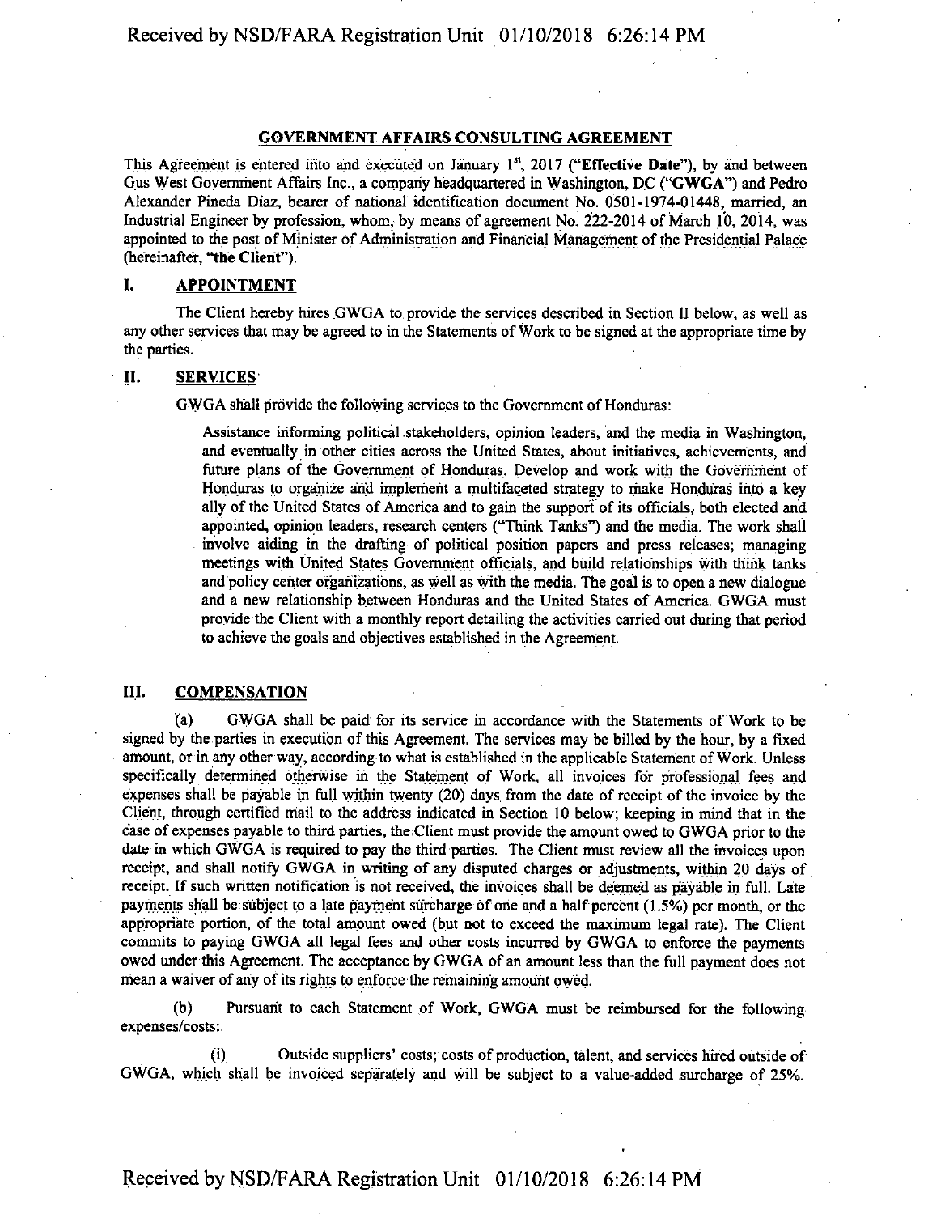## GOVERNMENT AFFAIRS CONSULTING AGREEMENT

This Agreement is entered into and executed on January 1st, 2017 (**"Effective Date"**), by and between Gus West Government Affairs Inc., a company headquartered in Washington, DC (**"GWGA"**) and Pedro Alexander Pineda Díaz, bearer of national identification document No. 0501-1974-01448, married, an Industrial Engineer by profession, whom, by means of agreement No. 222-2014 of March 10, 2014, was appointed to the post of Minister of Administration and Financial Management of the Presidential Palace (hereinafter, **"the Client"**).

### I. APPOINTMENT

The Client hereby hires GWGA to provide the services described in Section II below, as well as any other services that may be agreed to in the Statements of Work to be signed at the appropriate time by the parties.

### II. SERVICES

GWGA shall provide the following services to the Government of Honduras:

> Assistance informing political stakeholders, opinion leaders, and the media in Washington, and eventually in other cities across the United States, about initiatives, achievements, and future plans of the Government of Honduras. Develop and work with the Government of Honduras to organize and implement a multifaceted strategy to make Honduras into a key ally of the United States of America and to gain the support of its officials, both elected and appointed, opinion leaders, research centers ("Think Tanks") and the media. The work shall involve aiding in the drafting of political position papers and press releases; managing meetings with United States Government officials, and build relationships with think tanks and policy center organizations, as well as with the media. The goal is to open a new dialogue and a new relationship between Honduras and the United States of America. GWGA must provide the Client with a monthly report detailing the activities carried out during that period to achieve the goals and objectives established in the Agreement.

### III. COMPENSATION

(a) GWGA shall be paid for its service in accordance with the Statements of Work to be signed by the parties in execution of this Agreement. The services may be billed by the hour, by a fixed amount, or in any other way, according to what is established in the applicable Statement of Work. Unless specifically determined otherwise in the Statement of Work, all invoices for professional fees and expenses shall be payable in full within twenty (20) days from the date of receipt of the invoice by the Client, through certified mail to the address indicated in Section 10 below; keeping in mind that in the case of expenses payable to third parties, the Client must provide the amount owed to GWGA prior to the date in which GWGA is required to pay the third parties. The Client must review all the invoices upon receipt, and shall notify GWGA in writing of any disputed charges or adjustments, within 20 days of receipt. If such written notification is not received, the invoices shall be deemed as payable in full. Late payments shall be subject to a late payment surcharge of one and a half percent (1.5%) per month, or the appropriate portion, of the total amount owed (but not to exceed the maximum legal rate). The Client commits to paying GWGA all legal fees and other costs incurred by GWGA to enforce the payments owed under this Agreement. The acceptance by GWGA of an amount less than the full payment does not mean a waiver of any of its rights to enforce the remaining amount owed.

(b) Pursuant to each Statement of Work, GWGA must be reimbursed for the following expenses/costs:

(i) Outside suppliers' costs; costs of production, talent, and services hired outside of GWGA, which shall be invoiced separately and will be subject to a value-added surcharge of 25%.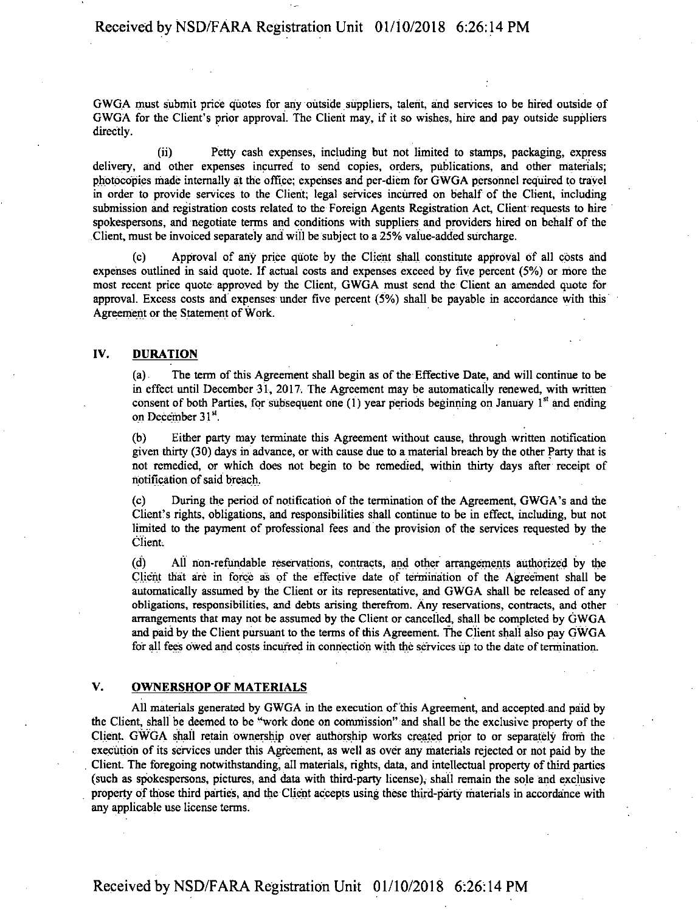GWGA must submit price quotes for any outside suppliers, talent, and services to be hired outside of GWGA for the Client's prior approval. The Client may, if it so wishes, hire and pay outside suppliers directly.

(ii) Petty cash expenses, including but not limited to stamps, packaging, express delivery, and other expenses incurred to send copies, orders, publications, and other materials; photocopies made internally at the office; expenses and per-diem for GWGA personnel required to travel in order to provide services to the Client; legal services incurred on behalf of the Client, including submission and registration costs related to the Foreign Agents Registration Act, Client requests to hire spokespersons, and negotiate terms and conditions with suppliers and providers hired on behalf of the Client, must be invoiced separately and will be subject to a 25% value-added surcharge.

(c) Approval of any price quote by the Client shall constitute approval of all costs and expenses outlined in said quote. If actual costs and expenses exceed by five percent (5%) or more the most recent price quote approved by the Client, GWGA must send the Client an amended quote for approval. Excess costs and expenses under five percent (5%) shall be payable in accordance with this Agreement or the Statement of Work.

## IV. DURATION

(a) The term of this Agreement shall begin as of the Effective Date, and will continue to be in effect until December 31, 2017. The Agreement may be automatically renewed, with written consent of both Parties, for subsequent one (1) year periods beginning on January 1st and ending on December 31st.

(b) Either party may terminate this Agreement without cause, through written notification given thirty (30) days in advance, or with cause due to a material breach by the other Party that is not remedied, or which does not begin to be remedied, within thirty days after receipt of notification of said breach.

(c) During the period of notification of the termination of the Agreement, GWGA's and the Client's rights, obligations, and responsibilities shall continue to be in effect, including, but not limited to the payment of professional fees and the provision of the services requested by the Client.

(d) All non-refundable reservations, contracts, and other arrangements authorized by the Client that are in force as of the effective date of termination of the Agreement shall be automatically assumed by the Client or its representative, and GWGA shall be released of any obligations, responsibilities, and debts arising therefrom. Any reservations, contracts, and other arrangements that may not be assumed by the Client or cancelled, shall be completed by GWGA and paid by the Client pursuant to the terms of this Agreement. The Client shall also pay GWGA for all fees owed and costs incurred in connection with the services up to the date of termination.

## V. OWNERSHOP OF MATERIALS

All materials generated by GWGA in the execution of this Agreement, and accepted and paid by the Client, shall be deemed to be "work done on commission" and shall be the exclusive property of the Client. GWGA shall retain ownership over authorship works created prior to or separately from the execution of its services under this Agreement, as well as over any materials rejected or not paid by the Client. The foregoing notwithstanding, all materials, rights, data, and intellectual property of third parties (such as spokespersons, pictures, and data with third-party license), shall remain the sole and exclusive property of those third parties, and the Client accepts using these third-party materials in accordance with any applicable use license terms.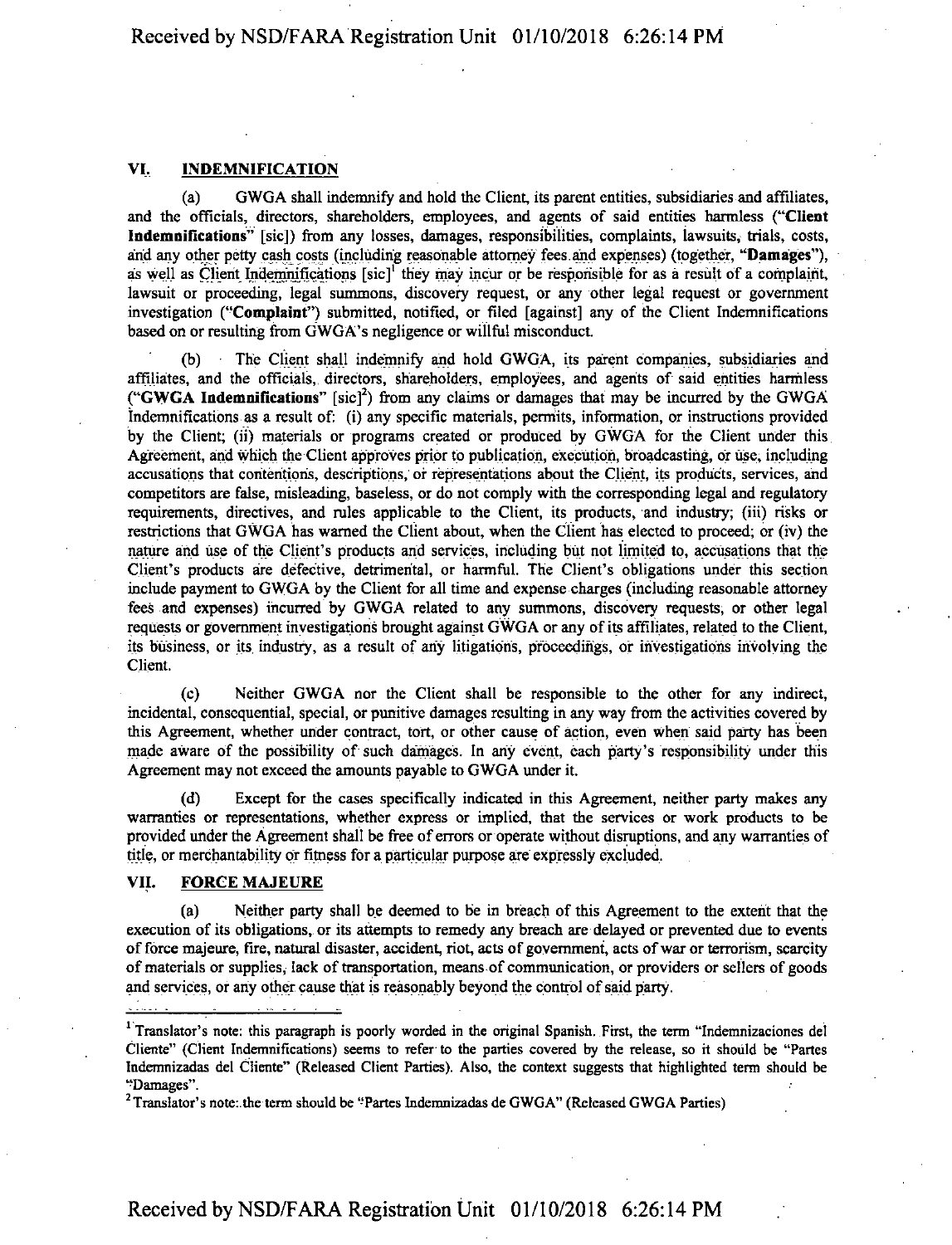## VI. INDEMNIFICATION

(a) GWGA shall indemnify and hold the Client, its parent entities, subsidiaries and affiliates, and the officials, directors, shareholders, employees, and agents of said entities harmless (**"Client Indemnifications"** [sic]) from any losses, damages, responsibilities, complaints, lawsuits, trials, costs, and any other petty cash costs (including reasonable attorney fees and expenses) (together, **"Damages"**), as well as Client Indemnifications [sic][1] they may incur or be responsible for as a result of a complaint, lawsuit or proceeding, legal summons, discovery request, or any other legal request or government investigation (**"Complaint"**) submitted, notified, or filed [against] any of the Client Indemnifications based on or resulting from GWGA's negligence or willful misconduct.

(b) The Client shall indemnify and hold GWGA, its parent companies, subsidiaries and affiliates, and the officials, directors, shareholders, employees, and agents of said entities harmless (**"GWGA Indemnifications"** [sic][2]) from any claims or damages that may be incurred by the GWGA Indemnifications as a result of: (i) any specific materials, permits, information, or instructions provided by the Client; (ii) materials or programs created or produced by GWGA for the Client under this Agreement, and which the Client approves prior to publication, execution, broadcasting, or use, including accusations that contentions, descriptions, or representations about the Client, its products, services, and competitors are false, misleading, baseless, or do not comply with the corresponding legal and regulatory requirements, directives, and rules applicable to the Client, its products, and industry; (iii) risks or restrictions that GWGA has warned the Client about, when the Client has elected to proceed; or (iv) the nature and use of the Client's products and services, including but not limited to, accusations that the Client's products are defective, detrimental, or harmful. The Client's obligations under this section include payment to GWGA by the Client for all time and expense charges (including reasonable attorney fees and expenses) incurred by GWGA related to any summons, discovery requests, or other legal requests or government investigations brought against GWGA or any of its affiliates, related to the Client, its business, or its industry, as a result of any litigations, proceedings, or investigations involving the Client.

(c) Neither GWGA nor the Client shall be responsible to the other for any indirect, incidental, consequential, special, or punitive damages resulting in any way from the activities covered by this Agreement, whether under contract, tort, or other cause of action, even when said party has been made aware of the possibility of such damages. In any event, each party's responsibility under this Agreement may not exceed the amounts payable to GWGA under it.

(d) Except for the cases specifically indicated in this Agreement, neither party makes any warranties or representations, whether express or implied, that the services or work products to be provided under the Agreement shall be free of errors or operate without disruptions, and any warranties of title, or merchantability or fitness for a particular purpose are expressly excluded.

## VII. FORCE MAJEURE

(a) Neither party shall be deemed to be in breach of this Agreement to the extent that the execution of its obligations, or its attempts to remedy any breach are delayed or prevented due to events of force majeure, fire, natural disaster, accident, riot, acts of government, acts of war or terrorism, scarcity of materials or supplies, lack of transportation, means of communication, or providers or sellers of goods and services, or any other cause that is reasonably beyond the control of said party.

---

[1] Translator's note: this paragraph is poorly worded in the original Spanish. First, the term "Indemnizaciones del Cliente" (Client Indemnifications) seems to refer to the parties covered by the release, so it should be "Partes Indemnizadas del Cliente" (Released Client Parties). Also, the context suggests that highlighted term should be "Damages".

[2] Translator's note: the term should be "Partes Indemnizadas de GWGA" (Released GWGA Parties)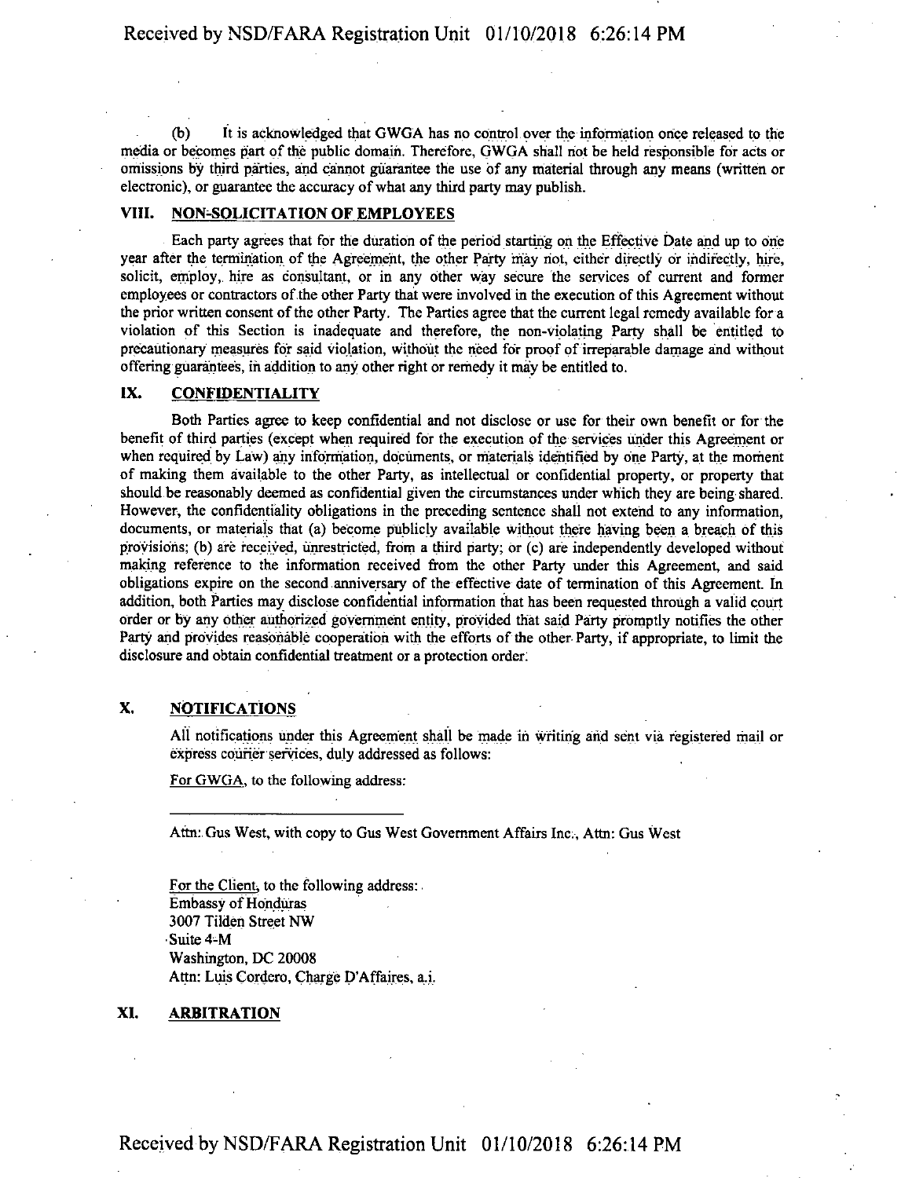(b) It is acknowledged that GWGA has no control over the information once released to the media or becomes part of the public domain. Therefore, GWGA shall not be held responsible for acts or omissions by third parties, and cannot guarantee the use of any material through any means (written or electronic), or guarantee the accuracy of what any third party may publish.

## VIII. NON-SOLICITATION OF EMPLOYEES

Each party agrees that for the duration of the period starting on the Effective Date and up to one year after the termination of the Agreement, the other Party may not, either directly or indirectly, hire, solicit, employ, hire as consultant, or in any other way secure the services of current and former employees or contractors of the other Party that were involved in the execution of this Agreement without the prior written consent of the other Party. The Parties agree that the current legal remedy available for a violation of this Section is inadequate and therefore, the non-violating Party shall be entitled to precautionary measures for said violation, without the need for proof of irreparable damage and without offering guarantees, in addition to any other right or remedy it may be entitled to.

## IX. CONFIDENTIALITY

Both Parties agree to keep confidential and not disclose or use for their own benefit or for the benefit of third parties (except when required for the execution of the services under this Agreement or when required by Law) any information, documents, or materials identified by one Party, at the moment of making them available to the other Party, as intellectual or confidential property, or property that should be reasonably deemed as confidential given the circumstances under which they are being shared. However, the confidentiality obligations in the preceding sentence shall not extend to any information, documents, or materials that (a) become publicly available without there having been a breach of this provisions; (b) are received, unrestricted, from a third party; or (c) are independently developed without making reference to the information received from the other Party under this Agreement, and said obligations expire on the second anniversary of the effective date of termination of this Agreement. In addition, both Parties may disclose confidential information that has been requested through a valid court order or by any other authorized government entity, provided that said Party promptly notifies the other Party and provides reasonable cooperation with the efforts of the other Party, if appropriate, to limit the disclosure and obtain confidential treatment or a protection order.

## X. NOTIFICATIONS

All notifications under this Agreement shall be made in writing and sent via registered mail or express courier services, duly addressed as follows:

For GWGA, to the following address:

\_\_\_\_\_\_\_\_\_\_\_\_\_\_\_\_\_\_\_\_\_\_\_\_\_\_\_\_

Attn: Gus West, with copy to Gus West Government Affairs Inc., Attn: Gus West

For the Client, to the following address:
Embassy of Honduras
3007 Tilden Street NW
Suite 4-M
Washington, DC 20008
Attn: Luis Cordero, Charge D'Affaires, a.i.

## XI. ARBITRATION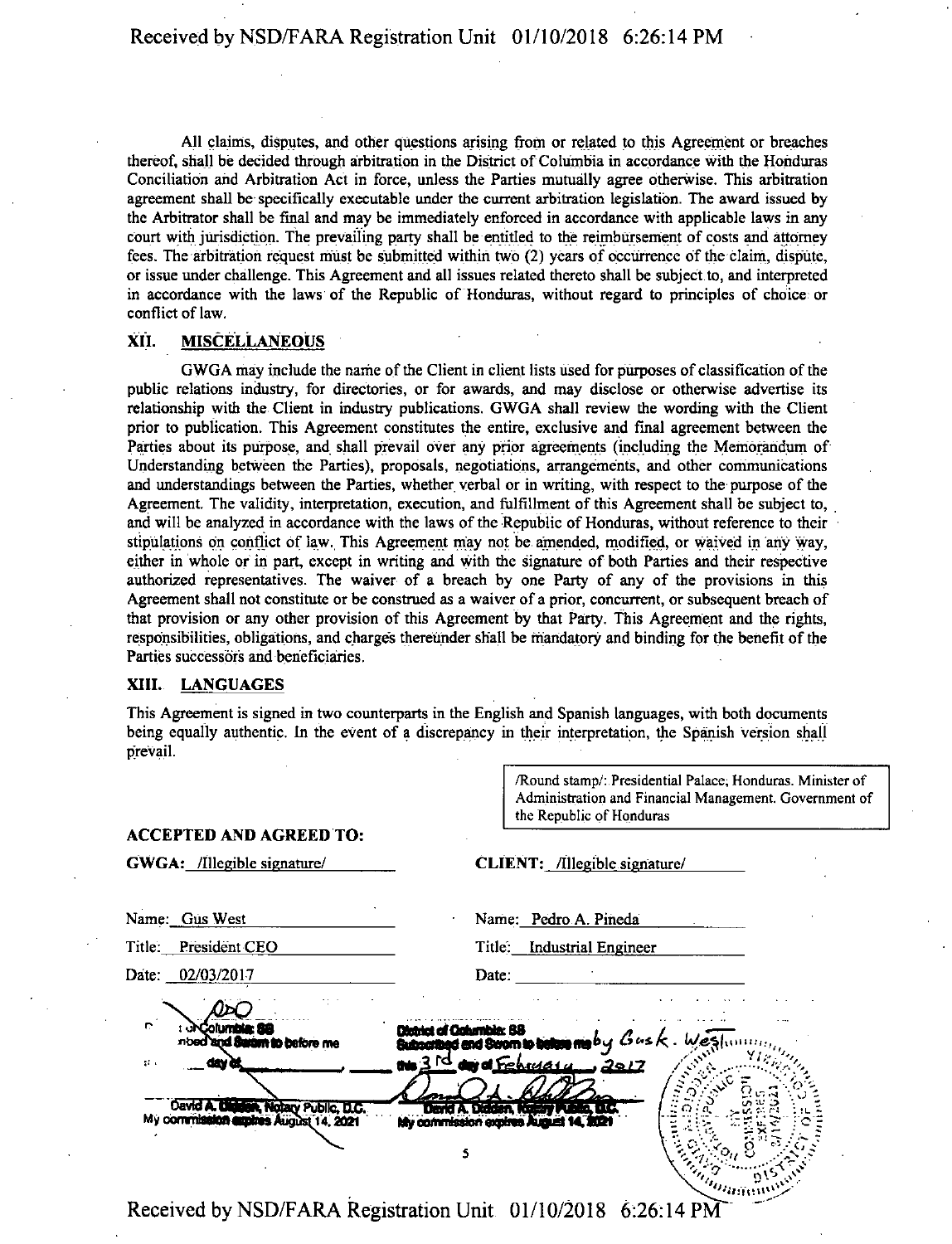All claims, disputes, and other questions arising from or related to this Agreement or breaches thereof, shall be decided through arbitration in the District of Columbia in accordance with the Honduras Conciliation and Arbitration Act in force, unless the Parties mutually agree otherwise. This arbitration agreement shall be specifically executable under the current arbitration legislation. The award issued by the Arbitrator shall be final and may be immediately enforced in accordance with applicable laws in any court with jurisdiction. The prevailing party shall be entitled to the reimbursement of costs and attorney fees. The arbitration request must be submitted within two (2) years of occurrence of the claim, dispute, or issue under challenge. This Agreement and all issues related thereto shall be subject to, and interpreted in accordance with the laws of the Republic of Honduras, without regard to principles of choice or conflict of law.

## XII. MISCELLANEOUS

GWGA may include the name of the Client in client lists used for purposes of classification of the public relations industry, for directories, or for awards, and may disclose or otherwise advertise its relationship with the Client in industry publications. GWGA shall review the wording with the Client prior to publication. This Agreement constitutes the entire, exclusive and final agreement between the Parties about its purpose, and shall prevail over any prior agreements (including the Memorandum of Understanding between the Parties), proposals, negotiations, arrangements, and other communications and understandings between the Parties, whether verbal or in writing, with respect to the purpose of the Agreement. The validity, interpretation, execution, and fulfillment of this Agreement shall be subject to, and will be analyzed in accordance with the laws of the Republic of Honduras, without reference to their stipulations on conflict of law. This Agreement may not be amended, modified, or waived in any way, either in whole or in part, except in writing and with the signature of both Parties and their respective authorized representatives. The waiver of a breach by one Party of any of the provisions in this Agreement shall not constitute or be construed as a waiver of a prior, concurrent, or subsequent breach of that provision or any other provision of this Agreement by that Party. This Agreement and the rights, responsibilities, obligations, and charges thereunder shall be mandatory and binding for the benefit of the Parties successors and beneficiaries.

## XIII. LANGUAGES

This Agreement is signed in two counterparts in the English and Spanish languages, with both documents being equally authentic. In the event of a discrepancy in their interpretation, the Spanish version shall prevail.

/Round stamp/: Presidential Palace, Honduras. Minister of Administration and Financial Management. Government of the Republic of Honduras

**ACCEPTED AND AGREED TO:**

| **GWGA:** /Illegible signature/ | **CLIENT:** /Illegible signature/ |
|---|---|
| Name: Gus West | Name: Pedro A. Pineda |
| Title: President CEO | Title: Industrial Engineer |
| Date: 02/03/2017 | Date: |

District of Columbia: SS
Subscribed and Sworn to before me
___ day of ________, ____
David A. Didden, Notary Public, D.C.
My commission expires August 14, 2021

District of Columbia: SS
Subscribed and Sworn to before me by Gus K. West
this 3rd day of February, 2017
David A. Didden, Notary Public, D.C.
My commission expires August 14, 2021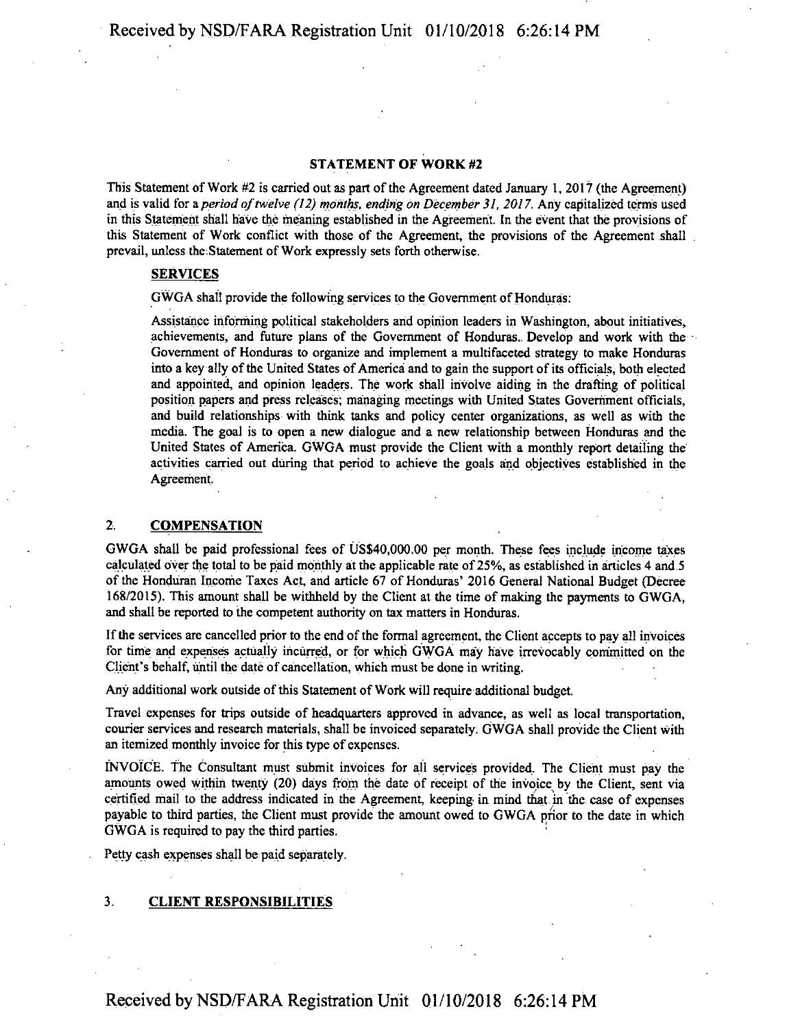## STATEMENT OF WORK #2

This Statement of Work #2 is carried out as part of the Agreement dated January 1, 2017 (the Agreement) and is valid for a *period of twelve (12) months, ending on December 31, 2017*. Any capitalized terms used in this Statement shall have the meaning established in the Agreement. In the event that the provisions of this Statement of Work conflict with those of the Agreement, the provisions of the Agreement shall prevail, unless the Statement of Work expressly sets forth otherwise.

### SERVICES

GWGA shall provide the following services to the Government of Honduras:

Assistance informing political stakeholders and opinion leaders in Washington, about initiatives, achievements, and future plans of the Government of Honduras. Develop and work with the Government of Honduras to organize and implement a multifaceted strategy to make Honduras into a key ally of the United States of America and to gain the support of its officials, both elected and appointed, and opinion leaders. The work shall involve aiding in the drafting of political position papers and press releases; managing meetings with United States Government officials, and build relationships with think tanks and policy center organizations, as well as with the media. The goal is to open a new dialogue and a new relationship between Honduras and the United States of America. GWGA must provide the Client with a monthly report detailing the activities carried out during that period to achieve the goals and objectives established in the Agreement.

### 2. COMPENSATION

GWGA shall be paid professional fees of US$40,000.00 per month. These fees include income taxes calculated over the total to be paid monthly at the applicable rate of 25%, as established in articles 4 and 5 of the Honduran Income Taxes Act, and article 67 of Honduras' 2016 General National Budget (Decree 168/2015). This amount shall be withheld by the Client at the time of making the payments to GWGA, and shall be reported to the competent authority on tax matters in Honduras.

If the services are cancelled prior to the end of the formal agreement, the Client accepts to pay all invoices for time and expenses actually incurred, or for which GWGA may have irrevocably committed on the Client's behalf, until the date of cancellation, which must be done in writing.

Any additional work outside of this Statement of Work will require additional budget.

Travel expenses for trips outside of headquarters approved in advance, as well as local transportation, courier services and research materials, shall be invoiced separately. GWGA shall provide the Client with an itemized monthly invoice for this type of expenses.

INVOICE. The Consultant must submit invoices for all services provided. The Client must pay the amounts owed within twenty (20) days from the date of receipt of the invoice by the Client, sent via certified mail to the address indicated in the Agreement, keeping in mind that in the case of expenses payable to third parties, the Client must provide the amount owed to GWGA prior to the date in which GWGA is required to pay the third parties.

Petty cash expenses shall be paid separately.

### 3. CLIENT RESPONSIBILITIES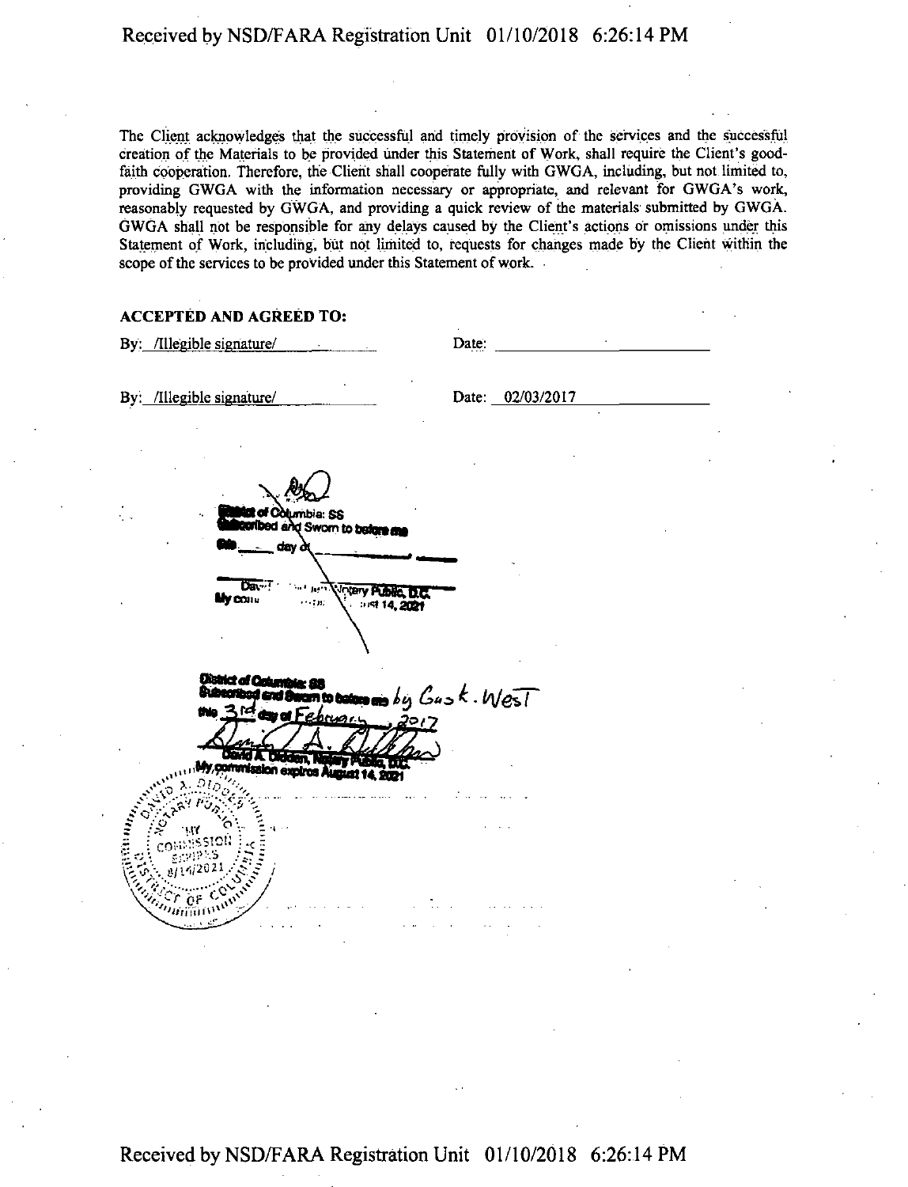The Client acknowledges that the successful and timely provision of the services and the successful creation of the Materials to be provided under this Statement of Work, shall require the Client's good-faith cooperation. Therefore, the Client shall cooperate fully with GWGA, including, but not limited to, providing GWGA with the information necessary or appropriate, and relevant for GWGA's work, reasonably requested by GWGA, and providing a quick review of the materials submitted by GWGA. GWGA shall not be responsible for any delays caused by the Client's actions or omissions under this Statement of Work, including, but not limited to, requests for changes made by the Client within the scope of the services to be provided under this Statement of work.

**ACCEPTED AND AGREED TO:**

By: /Illegible signature/ Date: ____________

By: /Illegible signature/ Date: 02/03/2017

District of Columbia: SS
Subscribed and Sworn to before me
this ___ day of ___________, ____

David ... Notary Public, D.C.
My commission expires August 14, 2021

District of Columbia: SS
Subscribed and Sworn to before me by Gus K. West
this 3rd day of February, 2017

David A. Didden, Notary Public, D.C.
My commission expires August 14, 2021

DAVID A. DIDDEN
NOTARY PUBLIC
MY COMMISSION EXPIRES 8/14/2021
DISTRICT OF COLUMBIA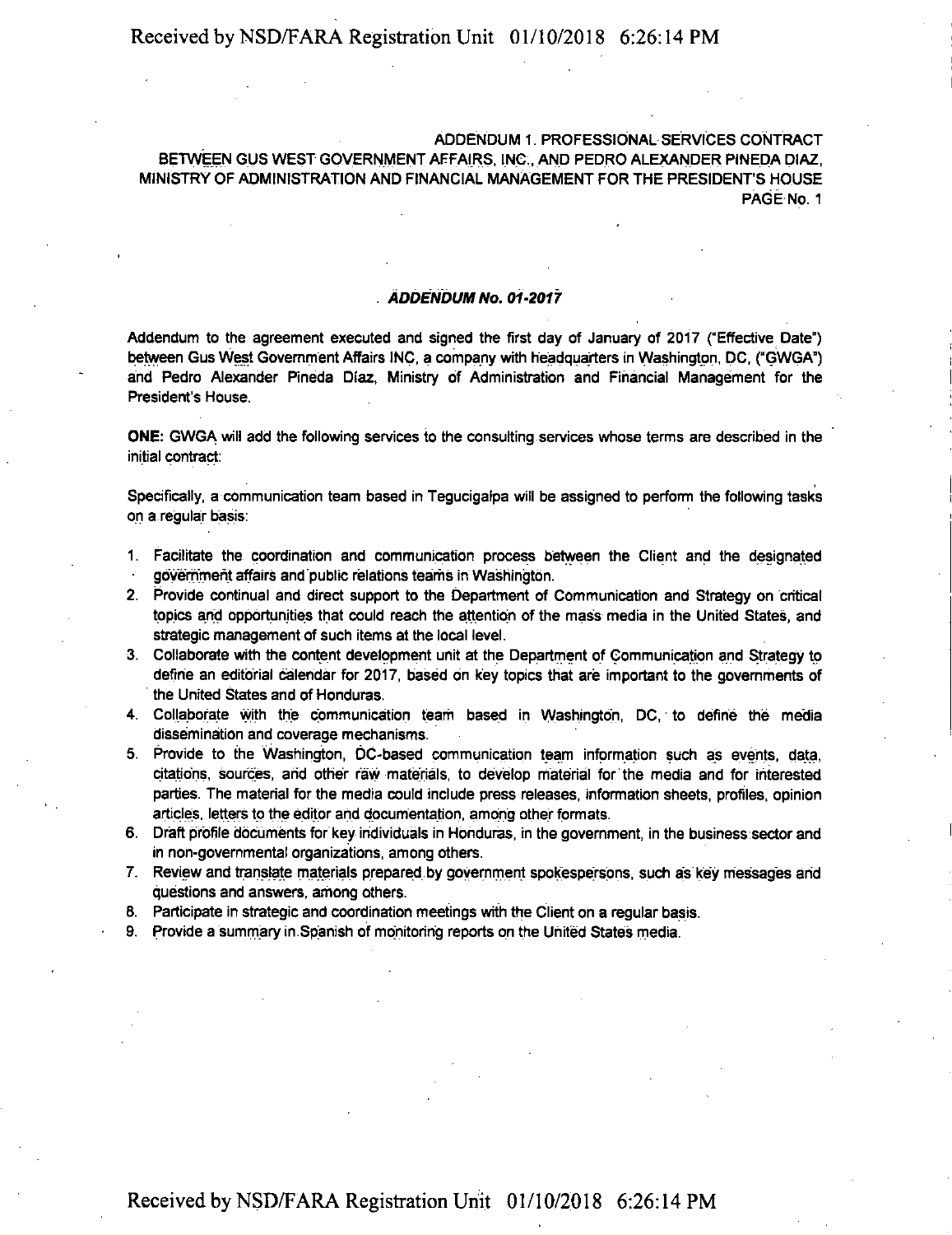ADDENDUM 1. PROFESSIONAL SERVICES CONTRACT BETWEEN GUS WEST GOVERNMENT AFFAIRS, INC., AND PEDRO ALEXANDER PINEDA DIAZ, MINISTRY OF ADMINISTRATION AND FINANCIAL MANAGEMENT FOR THE PRESIDENT'S HOUSE PAGE No. 1

### *ADDENDUM No. 01-2017*

Addendum to the agreement executed and signed the first day of January of 2017 ("Effective Date") between Gus West Government Affairs INC, a company with headquarters in Washington, DC, ("GWGA") and Pedro Alexander Pineda Díaz, Ministry of Administration and Financial Management for the President's House.

**ONE:** GWGA will add the following services to the consulting services whose terms are described in the initial contract:

Specifically, a communication team based in Tegucigalpa will be assigned to perform the following tasks on a regular basis:

1. Facilitate the coordination and communication process between the Client and the designated government affairs and public relations teams in Washington.
2. Provide continual and direct support to the Department of Communication and Strategy on critical topics and opportunities that could reach the attention of the mass media in the United States, and strategic management of such items at the local level.
3. Collaborate with the content development unit at the Department of Communication and Strategy to define an editorial calendar for 2017, based on key topics that are important to the governments of the United States and of Honduras.
4. Collaborate with the communication team based in Washington, DC, to define the media dissemination and coverage mechanisms.
5. Provide to the Washington, DC-based communication team information such as events, data, citations, sources, and other raw materials, to develop material for the media and for interested parties. The material for the media could include press releases, information sheets, profiles, opinion articles, letters to the editor and documentation, among other formats.
6. Draft profile documents for key individuals in Honduras, in the government, in the business sector and in non-governmental organizations, among others.
7. Review and translate materials prepared by government spokespersons, such as key messages and questions and answers, among others.
8. Participate in strategic and coordination meetings with the Client on a regular basis.
9. Provide a summary in Spanish of monitoring reports on the United States media.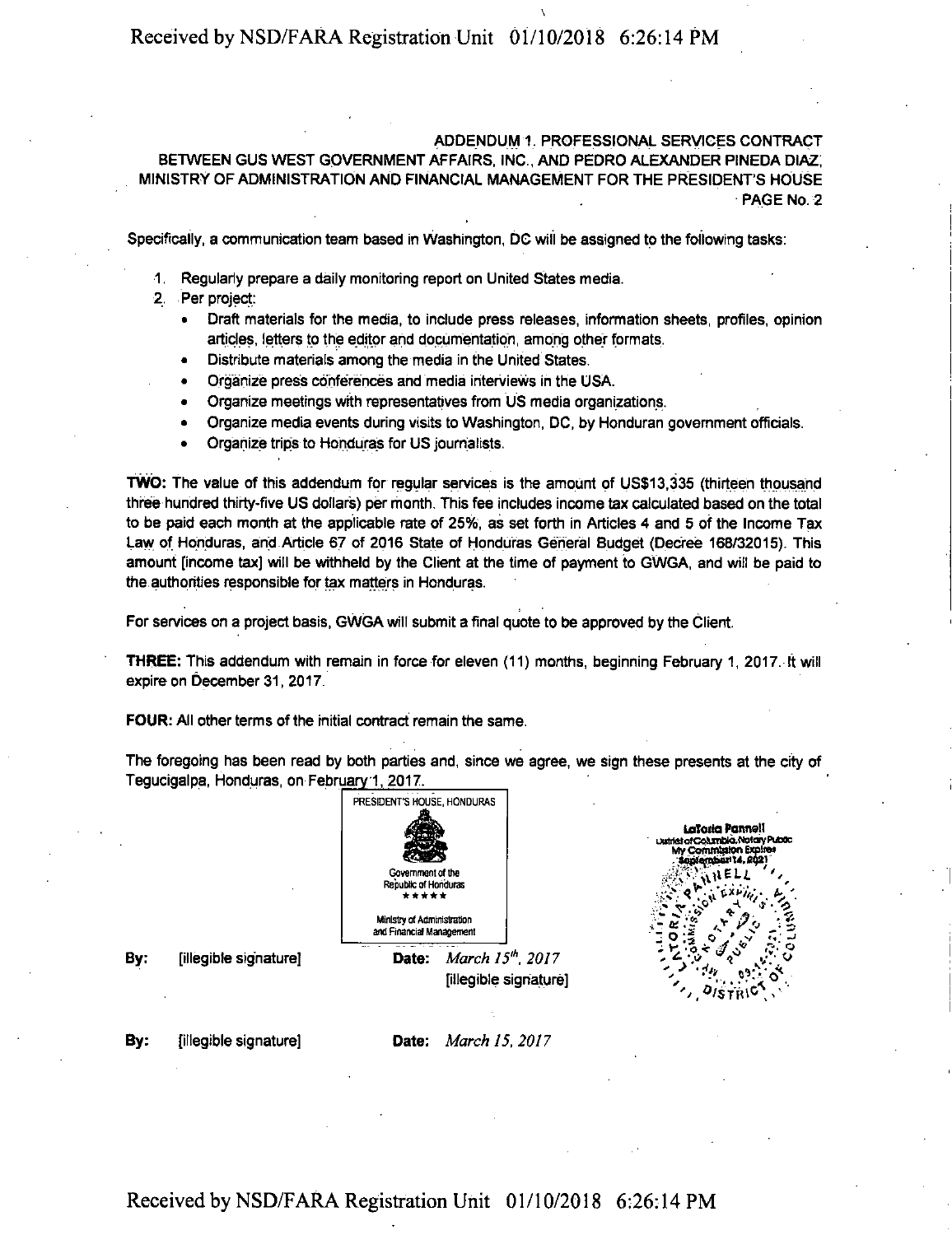ADDENDUM 1. PROFESSIONAL SERVICES CONTRACT
BETWEEN GUS WEST GOVERNMENT AFFAIRS, INC., AND PEDRO ALEXANDER PINEDA DIAZ;
MINISTRY OF ADMINISTRATION AND FINANCIAL MANAGEMENT FOR THE PRESIDENT'S HOUSE
PAGE No. 2

Specifically, a communication team based in Washington, DC will be assigned to the following tasks:

1. Regularly prepare a daily monitoring report on United States media.
2. Per project:
   - Draft materials for the media, to include press releases, information sheets, profiles, opinion articles, letters to the editor and documentation, among other formats.
   - Distribute materials among the media in the United States.
   - Organize press conferences and media interviews in the USA.
   - Organize meetings with representatives from US media organizations.
   - Organize media events during visits to Washington, DC, by Honduran government officials.
   - Organize trips to Honduras for US journalists.

**TWO:** The value of this addendum for regular services is the amount of US$13,335 (thirteen thousand three hundred thirty-five US dollars) per month. This fee includes income tax calculated based on the total to be paid each month at the applicable rate of 25%, as set forth in Articles 4 and 5 of the Income Tax Law of Honduras, and Article 67 of 2016 State of Honduras General Budget (Decree 168/32015). This amount [income tax] will be withheld by the Client at the time of payment to GWGA, and will be paid to the authorities responsible for tax matters in Honduras.

For services on a project basis, GWGA will submit a final quote to be approved by the Client.

**THREE:** This addendum with remain in force for eleven (11) months, beginning February 1, 2017. It will expire on December 31, 2017.

**FOUR:** All other terms of the initial contract remain the same.

The foregoing has been read by both parties and, since we agree, we sign these presents at the city of Tegucigalpa, Honduras, on February 1, 2017.

PRESIDENT'S HOUSE, HONDURAS
Government of the Republic of Honduras
\*\*\*\*\*
Ministry of Administration and Financial Management

LaToria Pannell
District of Columbia, Notary Public
My Commission Expires September 14, 2021

**By:** [illegible signature] **Date:** *March 15th, 2017*
[illegible signature]

**By:** [illegible signature] **Date:** *March 15, 2017*